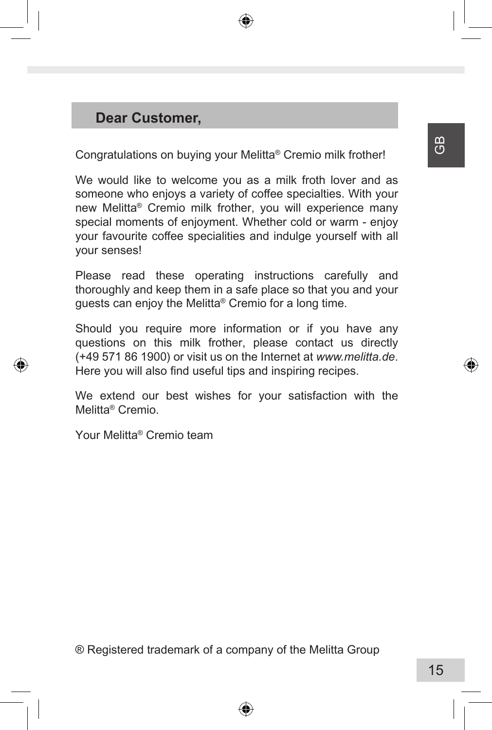## Dear Customer,

Congratulations on buying your Melitta® Cremio milk frother!

We would like to welcome you as a milk froth lover and as someone who enjoys a variety of coffee specialties. With your new Melitta® Cremio milk frother, you will experience many special moments of enjoyment. Whether cold or warm - enjoy your favourite coffee specialities and indulge yourself with all your senses!

Please read these operating instructions carefully and thoroughly and keep them in a safe place so that you and your guests can enjoy the Melitta® Cremio for a long time.

Should you require more information or if you have any questions on this milk frother, please contact us directly (+49 571 86 1900) or visit us on the Internet at *www.melitta.de*. Here you will also find useful tips and inspiring recipes.

We extend our best wishes for your satisfaction with the Melitta® Cremio.

Your Melitta® Cremio team

® Registered trademark of a company of the Melitta Group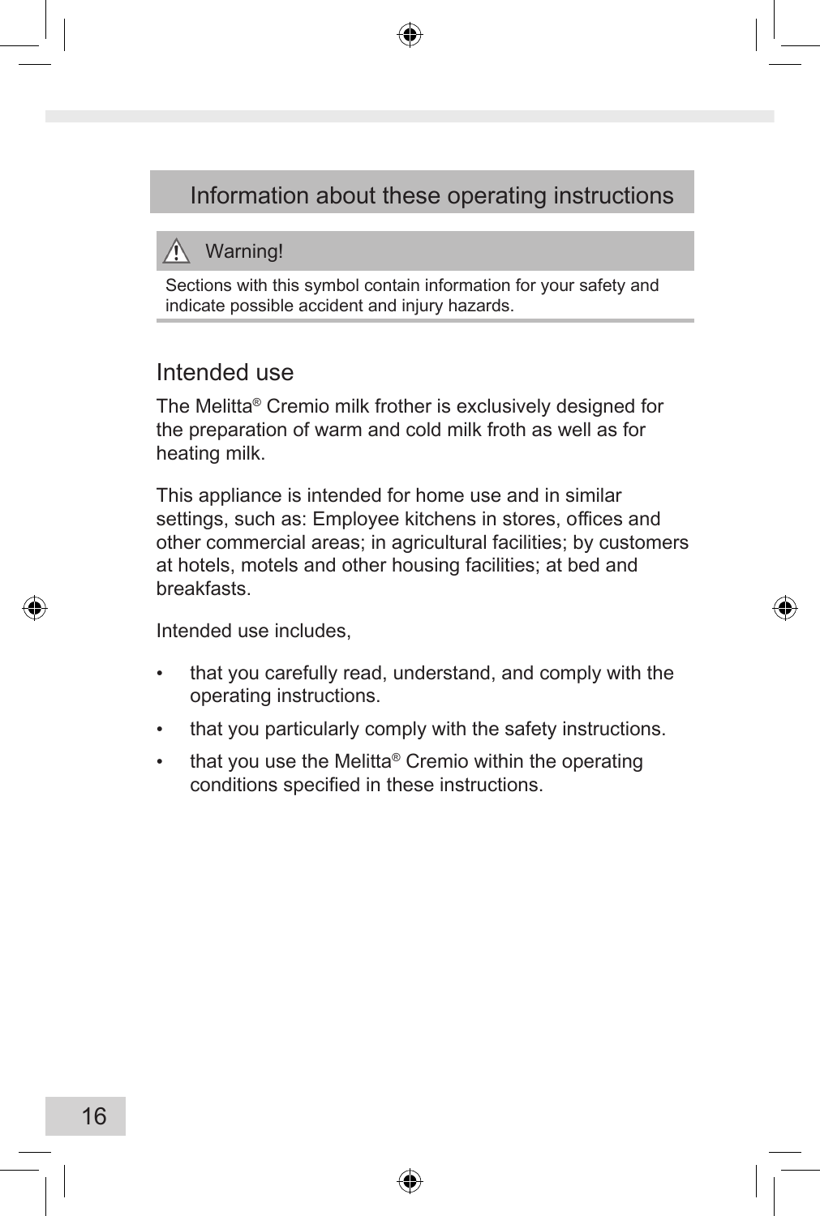# Information about these operating instructions

**⚠ Warning!**

Sections with this symbol contain information for your safety and indicate possible accident and injury hazards.

## Intended use

The Melitta® Cremio milk frother is exclusively designed for the preparation of warm and cold milk froth as well as for heating milk.

This appliance is intended for home use and in similar settings, such as: Employee kitchens in stores, offices and other commercial areas; in agricultural facilities; by customers at hotels, motels and other housing facilities; at bed and breakfasts.

Intended use includes,

- that you carefully read, understand, and comply with the operating instructions.
- that you particularly comply with the safety instructions.
- that you use the Melitta® Cremio within the operating conditions specified in these instructions.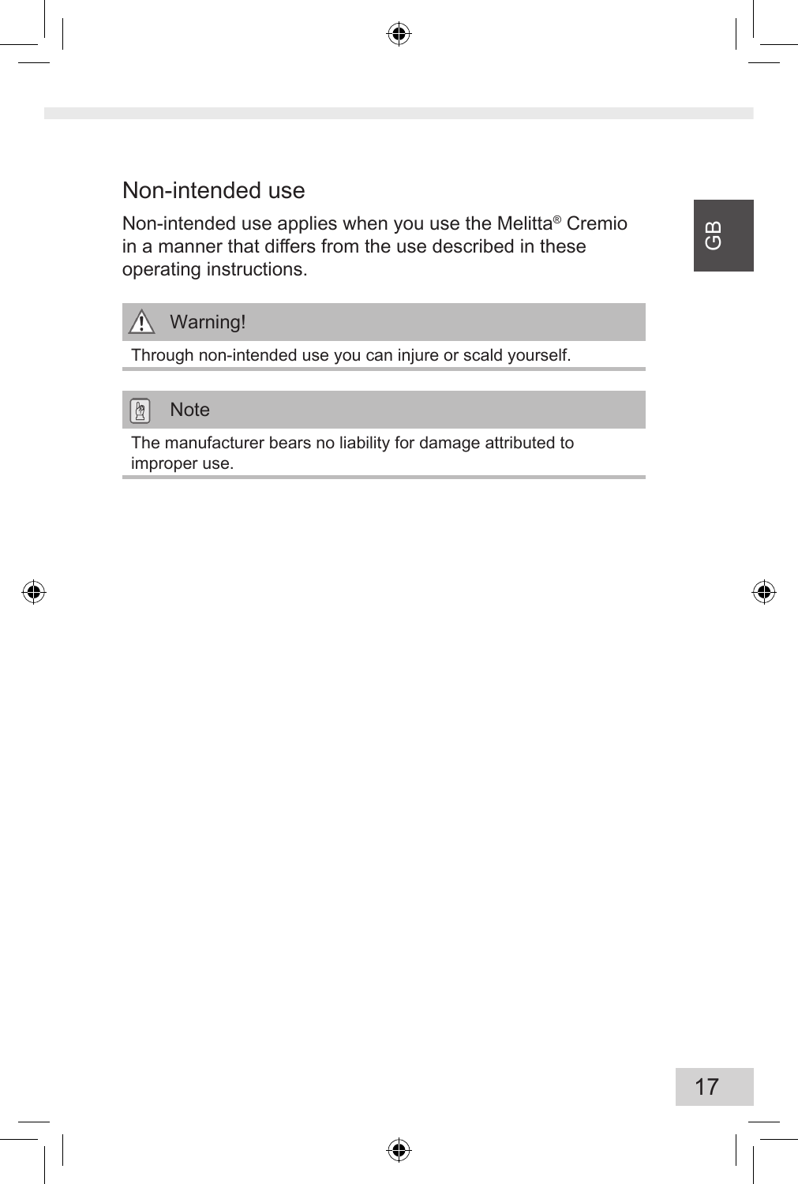## Non-intended use

Non-intended use applies when you use the Melitta® Cremio in a manner that differs from the use described in these operating instructions.

**Warning!**

Through non-intended use you can injure or scald yourself.

**Note**

The manufacturer bears no liability for damage attributed to improper use.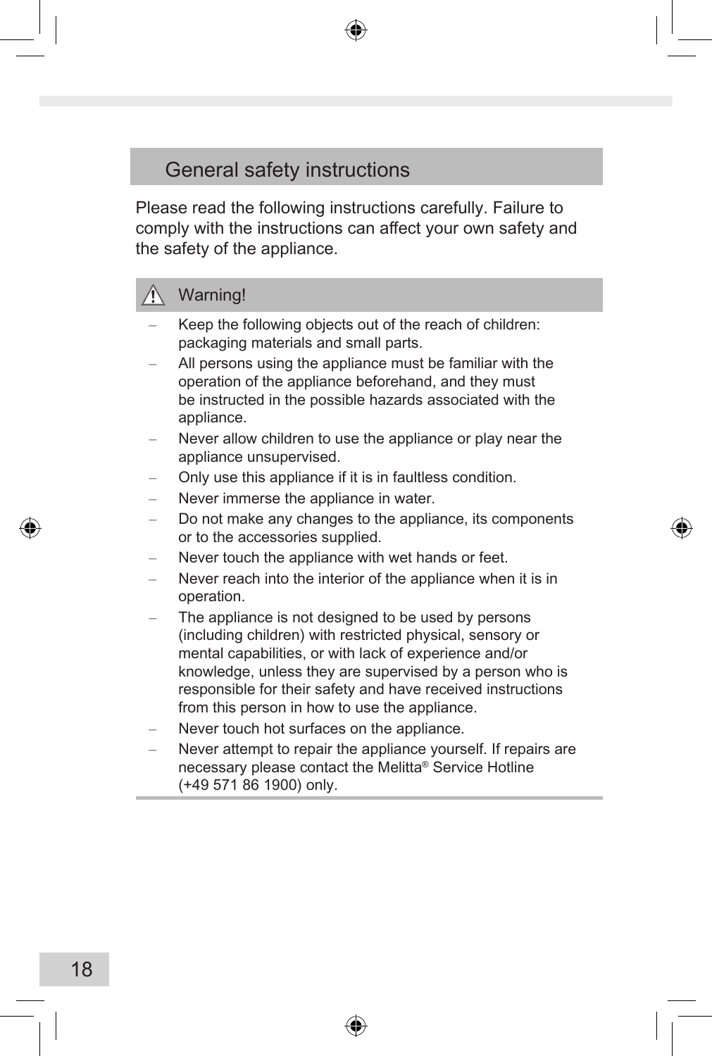## General safety instructions

Please read the following instructions carefully. Failure to comply with the instructions can affect your own safety and the safety of the appliance.

### ⚠ Warning!

- Keep the following objects out of the reach of children: packaging materials and small parts.
- All persons using the appliance must be familiar with the operation of the appliance beforehand, and they must be instructed in the possible hazards associated with the appliance.
- Never allow children to use the appliance or play near the appliance unsupervised.
- Only use this appliance if it is in faultless condition.
- Never immerse the appliance in water.
- Do not make any changes to the appliance, its components or to the accessories supplied.
- Never touch the appliance with wet hands or feet.
- Never reach into the interior of the appliance when it is in operation.
- The appliance is not designed to be used by persons (including children) with restricted physical, sensory or mental capabilities, or with lack of experience and/or knowledge, unless they are supervised by a person who is responsible for their safety and have received instructions from this person in how to use the appliance.
- Never touch hot surfaces on the appliance.
- Never attempt to repair the appliance yourself. If repairs are necessary please contact the Melitta® Service Hotline (+49 571 86 1900) only.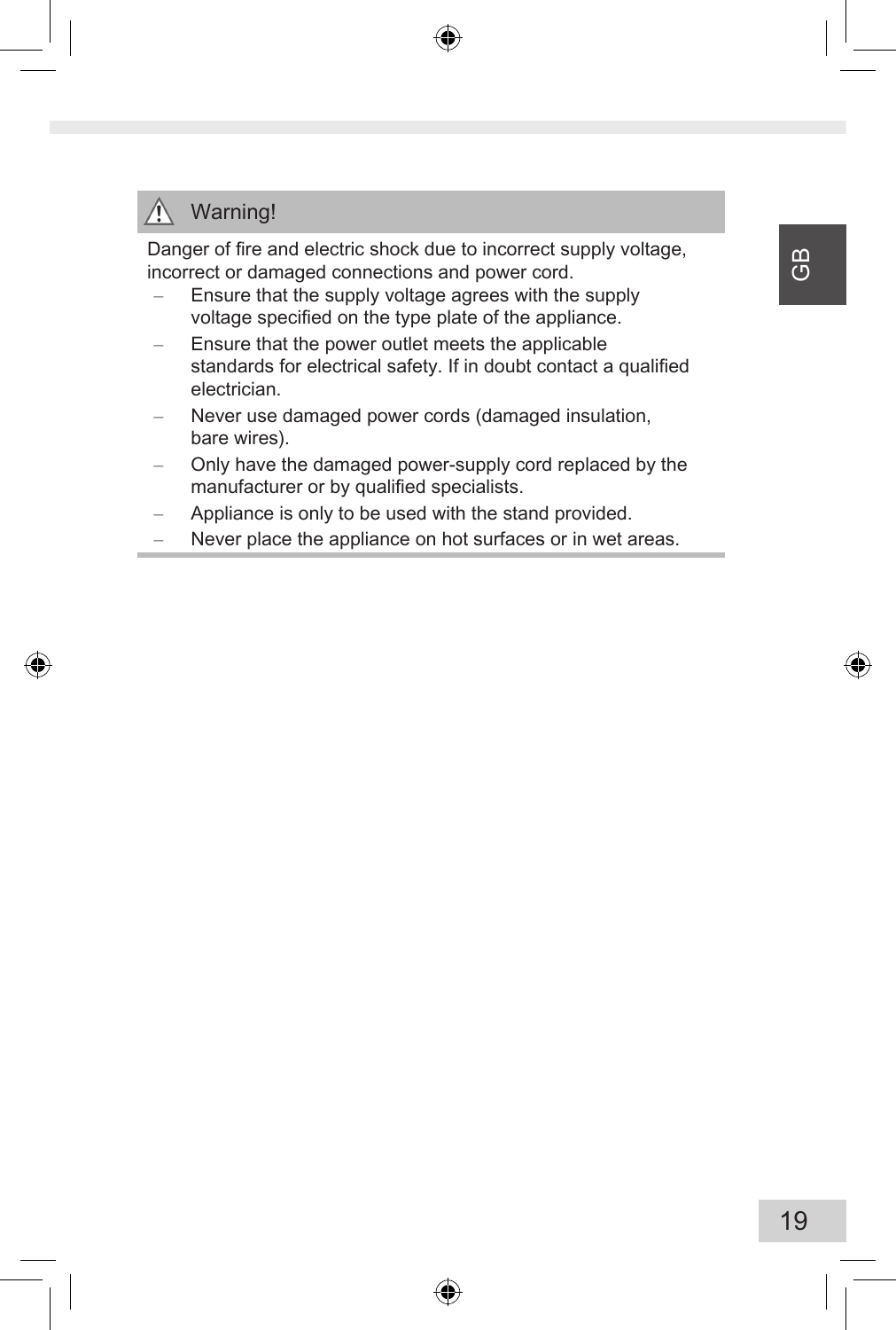**⚠ Warning!**

Danger of fire and electric shock due to incorrect supply voltage, incorrect or damaged connections and power cord.

- Ensure that the supply voltage agrees with the supply voltage specified on the type plate of the appliance.
- Ensure that the power outlet meets the applicable standards for electrical safety. If in doubt contact a qualified electrician.
- Never use damaged power cords (damaged insulation, bare wires).
- Only have the damaged power-supply cord replaced by the manufacturer or by qualified specialists.
- Appliance is only to be used with the stand provided.
- Never place the appliance on hot surfaces or in wet areas.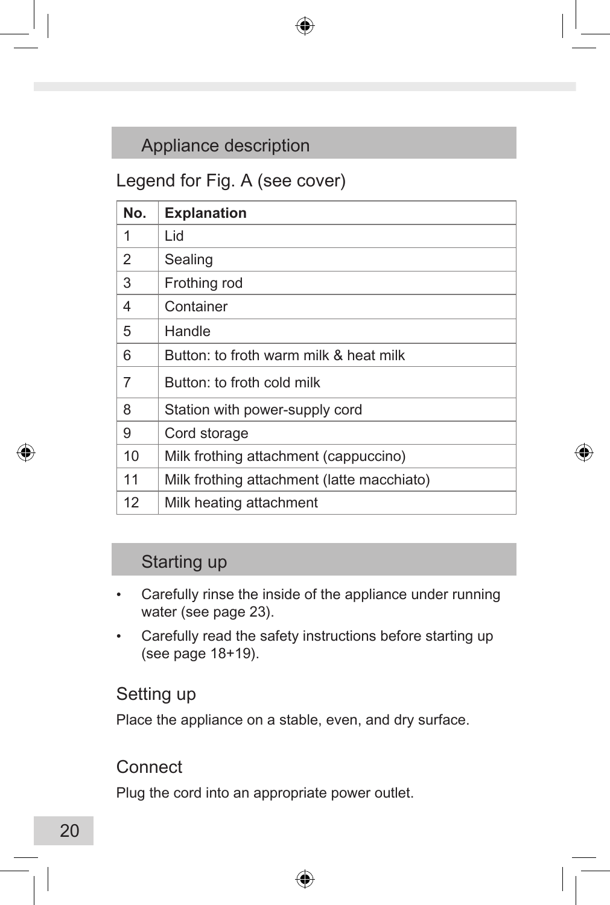## Appliance description

### Legend for Fig. A (see cover)

| No. | Explanation |
|---|---|
| 1 | Lid |
| 2 | Sealing |
| 3 | Frothing rod |
| 4 | Container |
| 5 | Handle |
| 6 | Button: to froth warm milk & heat milk |
| 7 | Button: to froth cold milk |
| 8 | Station with power-supply cord |
| 9 | Cord storage |
| 10 | Milk frothing attachment (cappuccino) |
| 11 | Milk frothing attachment (latte macchiato) |
| 12 | Milk heating attachment |

## Starting up

- Carefully rinse the inside of the appliance under running water (see page 23).
- Carefully read the safety instructions before starting up (see page 18+19).

### Setting up

Place the appliance on a stable, even, and dry surface.

### Connect

Plug the cord into an appropriate power outlet.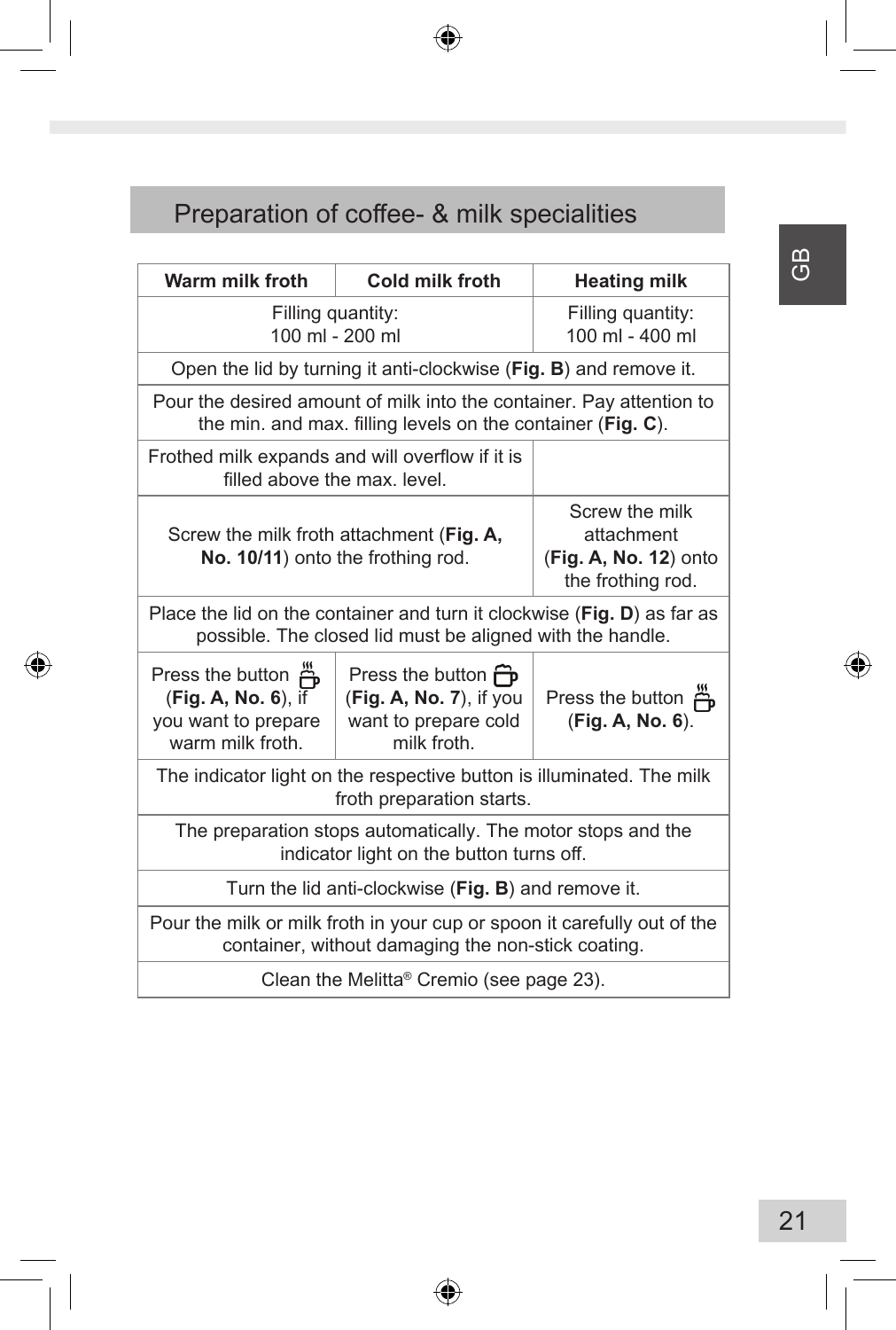## Preparation of coffee- & milk specialities

| Warm milk froth | Cold milk froth | Heating milk |
|---|---|---|
| Filling quantity: 100 ml - 200 ml | | Filling quantity: 100 ml - 400 ml |
| Open the lid by turning it anti-clockwise (**Fig. B**) and remove it. | | |
| Pour the desired amount of milk into the container. Pay attention to the min. and max. filling levels on the container (**Fig. C**). | | |
| Frothed milk expands and will overflow if it is filled above the max. level. | | |
| Screw the milk froth attachment (**Fig. A, No. 10/11**) onto the frothing rod. | | Screw the milk attachment (**Fig. A, No. 12**) onto the frothing rod. |
| Place the lid on the container and turn it clockwise (**Fig. D**) as far as possible. The closed lid must be aligned with the handle. | | |
| Press the button (**Fig. A, No. 6**), if you want to prepare warm milk froth. | Press the button (**Fig. A, No. 7**), if you want to prepare cold milk froth. | Press the button (**Fig. A, No. 6**). |
| The indicator light on the respective button is illuminated. The milk froth preparation starts. | | |
| The preparation stops automatically. The motor stops and the indicator light on the button turns off. | | |
| Turn the lid anti-clockwise (**Fig. B**) and remove it. | | |
| Pour the milk or milk froth in your cup or spoon it carefully out of the container, without damaging the non-stick coating. | | |
| Clean the Melitta® Cremio (see page 23). | | |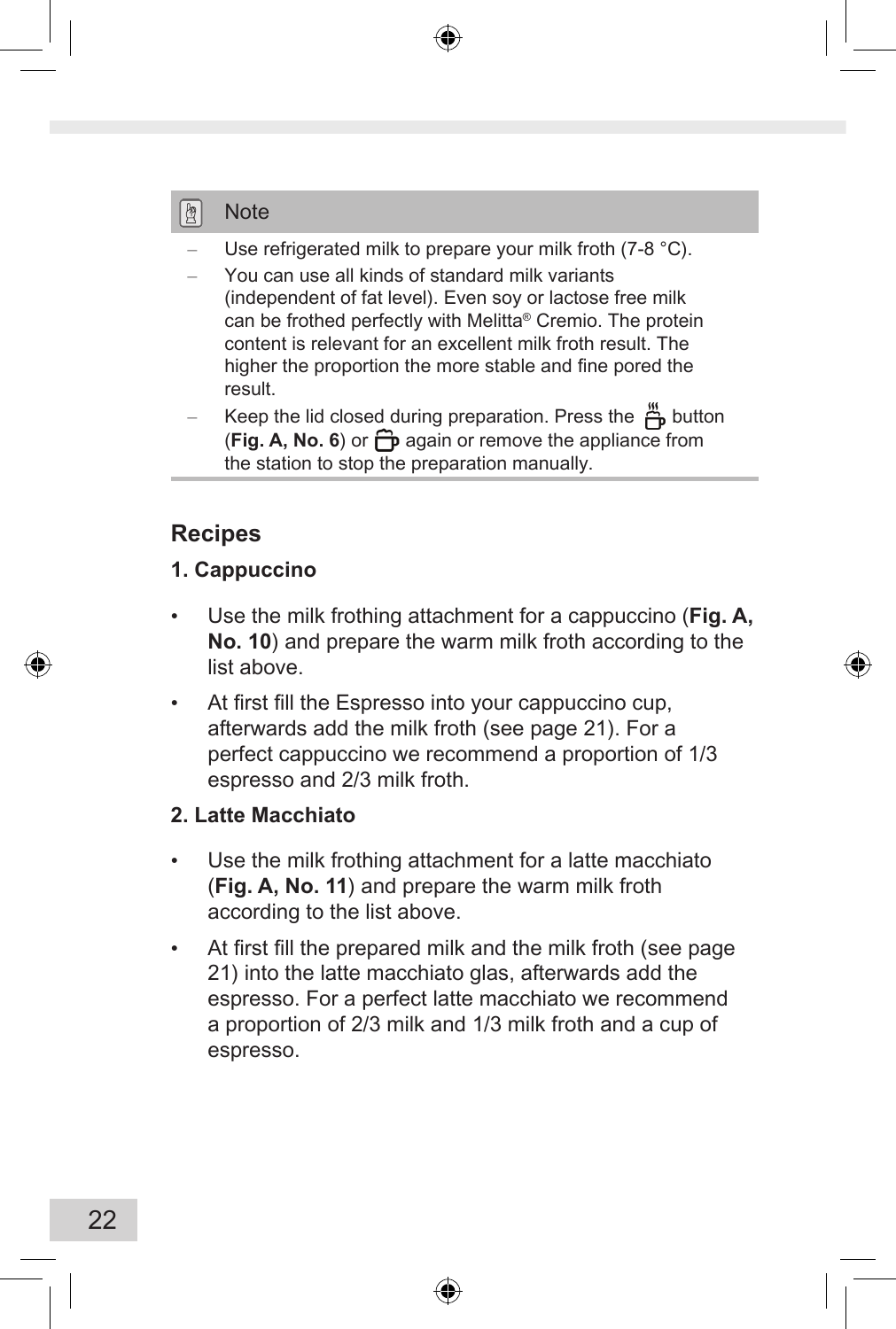**Note**

- Use refrigerated milk to prepare your milk froth (7-8 °C).
- You can use all kinds of standard milk variants (independent of fat level). Even soy or lactose free milk can be frothed perfectly with Melitta® Cremio. The protein content is relevant for an excellent milk froth result. The higher the proportion the more stable and fine pored the result.
- Keep the lid closed during preparation. Press the button (**Fig. A, No. 6**) or again or remove the appliance from the station to stop the preparation manually.

## Recipes

### 1. Cappuccino

- Use the milk frothing attachment for a cappuccino (**Fig. A, No. 10**) and prepare the warm milk froth according to the list above.
- At first fill the Espresso into your cappuccino cup, afterwards add the milk froth (see page 21). For a perfect cappuccino we recommend a proportion of 1/3 espresso and 2/3 milk froth.

### 2. Latte Macchiato

- Use the milk frothing attachment for a latte macchiato (**Fig. A, No. 11**) and prepare the warm milk froth according to the list above.
- At first fill the prepared milk and the milk froth (see page 21) into the latte macchiato glas, afterwards add the espresso. For a perfect latte macchiato we recommend a proportion of 2/3 milk and 1/3 milk froth and a cup of espresso.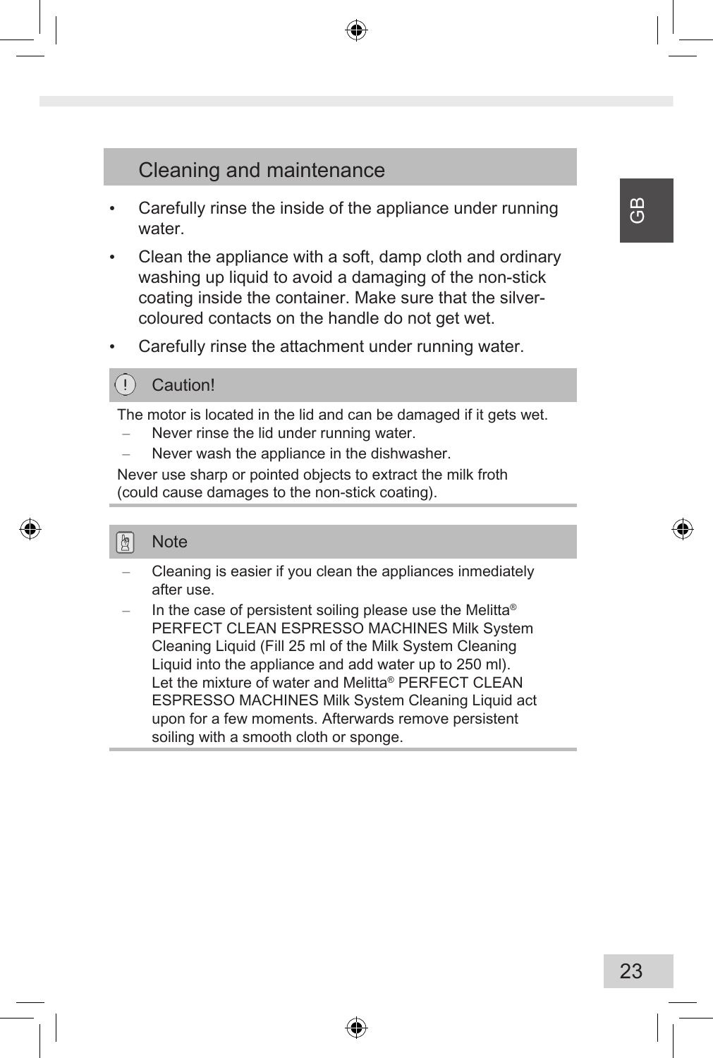## Cleaning and maintenance

- Carefully rinse the inside of the appliance under running water.
- Clean the appliance with a soft, damp cloth and ordinary washing up liquid to avoid a damaging of the non-stick coating inside the container. Make sure that the silver-coloured contacts on the handle do not get wet.
- Carefully rinse the attachment under running water.

**Caution!**

The motor is located in the lid and can be damaged if it gets wet.

- Never rinse the lid under running water.
- Never wash the appliance in the dishwasher.

Never use sharp or pointed objects to extract the milk froth (could cause damages to the non-stick coating).

**Note**

- Cleaning is easier if you clean the appliances inmediately after use.
- In the case of persistent soiling please use the Melitta® PERFECT CLEAN ESPRESSO MACHINES Milk System Cleaning Liquid (Fill 25 ml of the Milk System Cleaning Liquid into the appliance and add water up to 250 ml). Let the mixture of water and Melitta® PERFECT CLEAN ESPRESSO MACHINES Milk System Cleaning Liquid act upon for a few moments. Afterwards remove persistent soiling with a smooth cloth or sponge.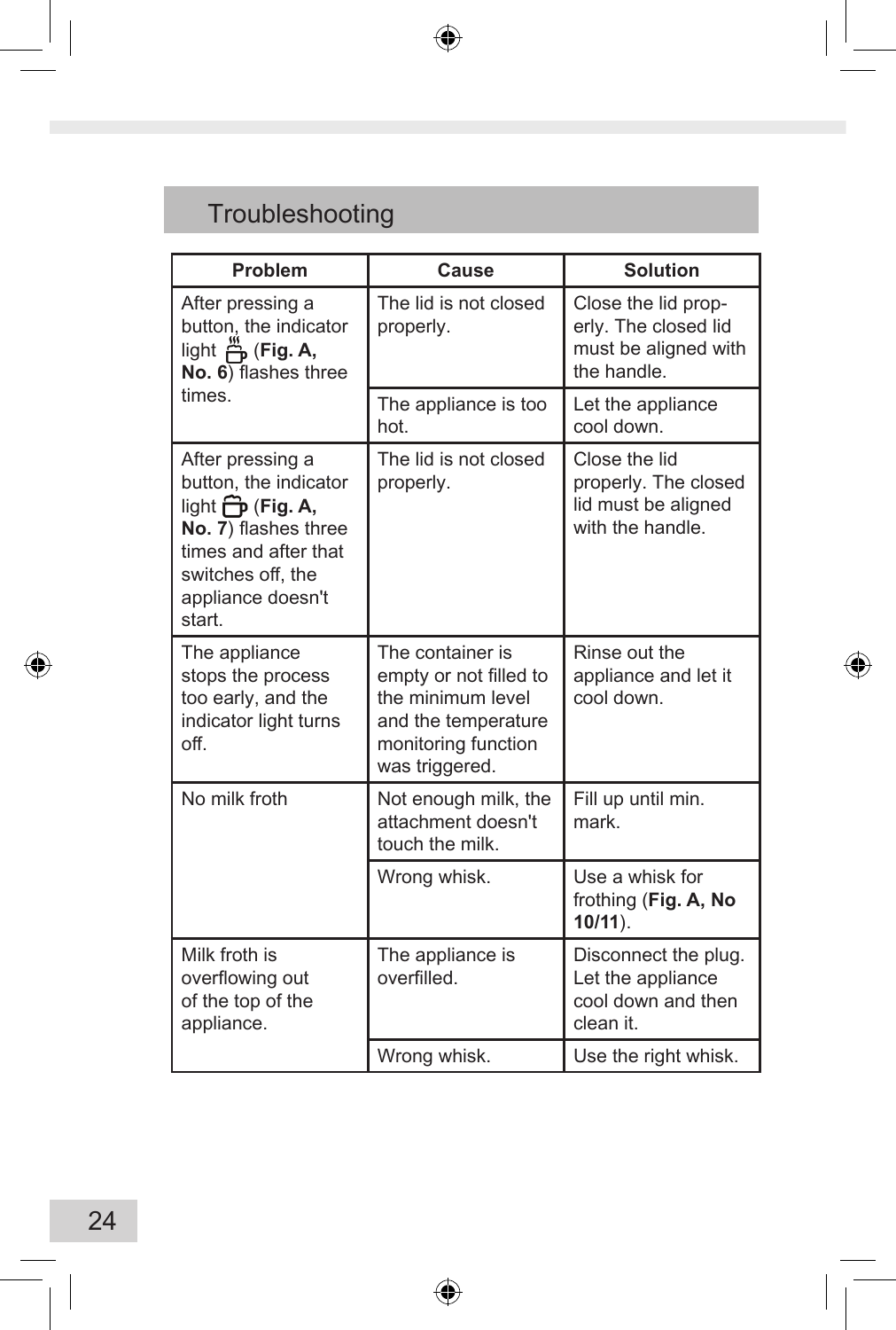## Troubleshooting

| Problem | Cause | Solution |
|---|---|---|
| After pressing a button, the indicator light (**Fig. A, No. 6**) flashes three times. | The lid is not closed properly. | Close the lid properly. The closed lid must be aligned with the handle. |
| | The appliance is too hot. | Let the appliance cool down. |
| After pressing a button, the indicator light (**Fig. A, No. 7**) flashes three times and after that switches off, the appliance doesn't start. | The lid is not closed properly. | Close the lid properly. The closed lid must be aligned with the handle. |
| The appliance stops the process too early, and the indicator light turns off. | The container is empty or not filled to the minimum level and the temperature monitoring function was triggered. | Rinse out the appliance and let it cool down. |
| No milk froth | Not enough milk, the attachment doesn't touch the milk. | Fill up until min. mark. |
| | Wrong whisk. | Use a whisk for frothing (**Fig. A, No 10/11**). |
| Milk froth is overflowing out of the top of the appliance. | The appliance is overfilled. | Disconnect the plug. Let the appliance cool down and then clean it. |
| | Wrong whisk. | Use the right whisk. |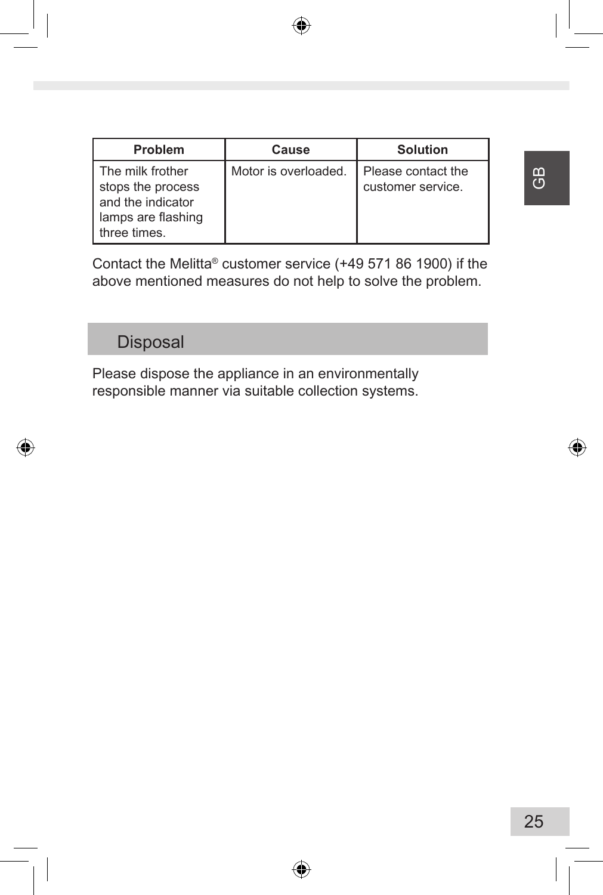| Problem | Cause | Solution |
| --- | --- | --- |
| The milk frother stops the process and the indicator lamps are flashing three times. | Motor is overloaded. | Please contact the customer service. |

Contact the Melitta® customer service (+49 571 86 1900) if the above mentioned measures do not help to solve the problem.

## Disposal

Please dispose the appliance in an environmentally responsible manner via suitable collection systems.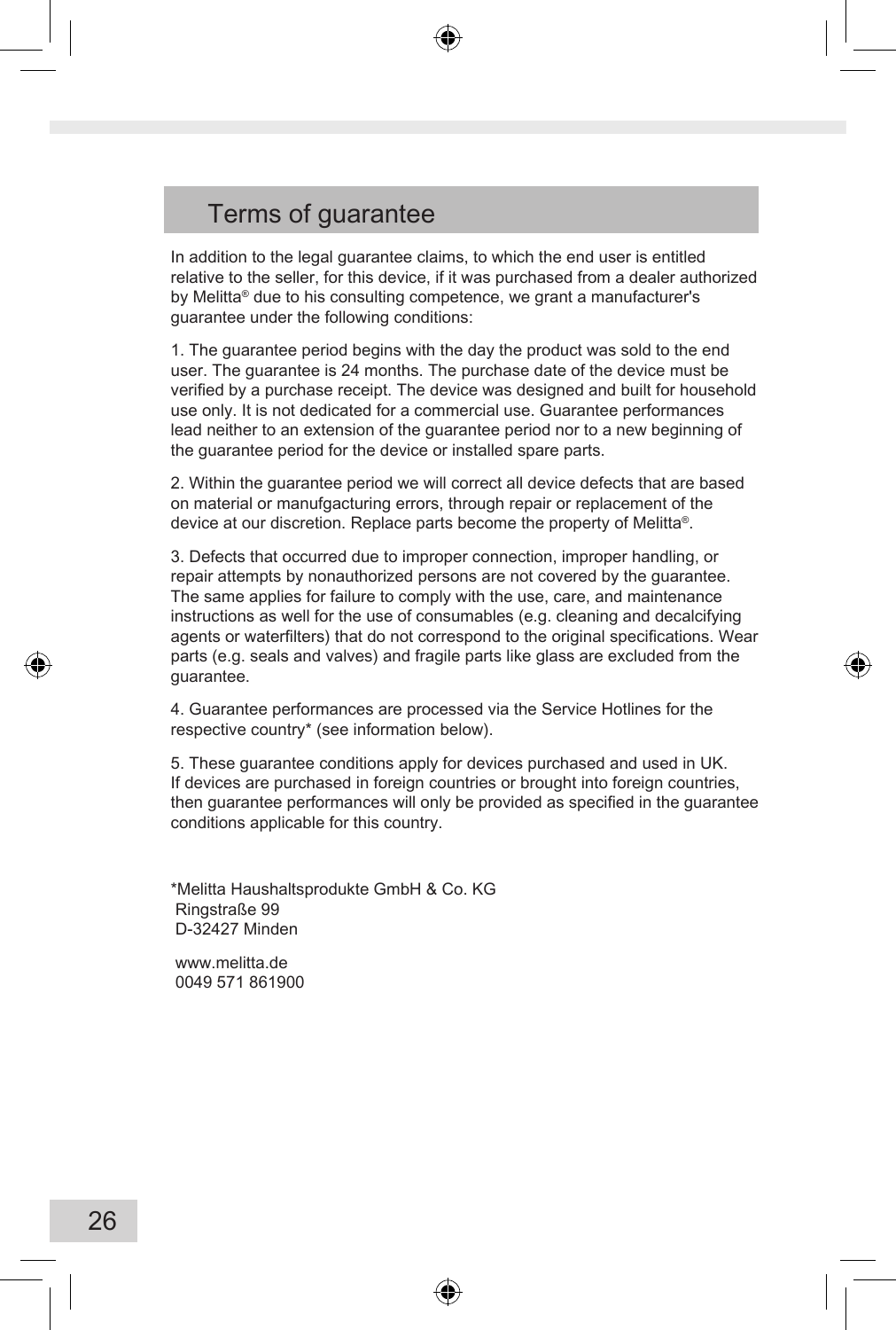# Terms of guarantee

In addition to the legal guarantee claims, to which the end user is entitled relative to the seller, for this device, if it was purchased from a dealer authorized by Melitta® due to his consulting competence, we grant a manufacturer's guarantee under the following conditions:

1. The guarantee period begins with the day the product was sold to the end user. The guarantee is 24 months. The purchase date of the device must be verified by a purchase receipt. The device was designed and built for household use only. It is not dedicated for a commercial use. Guarantee performances lead neither to an extension of the guarantee period nor to a new beginning of the guarantee period for the device or installed spare parts.

2. Within the guarantee period we will correct all device defects that are based on material or manufgacturing errors, through repair or replacement of the device at our discretion. Replace parts become the property of Melitta®.

3. Defects that occurred due to improper connection, improper handling, or repair attempts by nonauthorized persons are not covered by the guarantee. The same applies for failure to comply with the use, care, and maintenance instructions as well for the use of consumables (e.g. cleaning and decalcifying agents or waterfilters) that do not correspond to the original specifications. Wear parts (e.g. seals and valves) and fragile parts like glass are excluded from the guarantee.

4. Guarantee performances are processed via the Service Hotlines for the respective country* (see information below).

5. These guarantee conditions apply for devices purchased and used in UK. If devices are purchased in foreign countries or brought into foreign countries, then guarantee performances will only be provided as specified in the guarantee conditions applicable for this country.

*Melitta Haushaltsprodukte GmbH & Co. KG
Ringstraße 99
D-32427 Minden

www.melitta.de
0049 571 861900